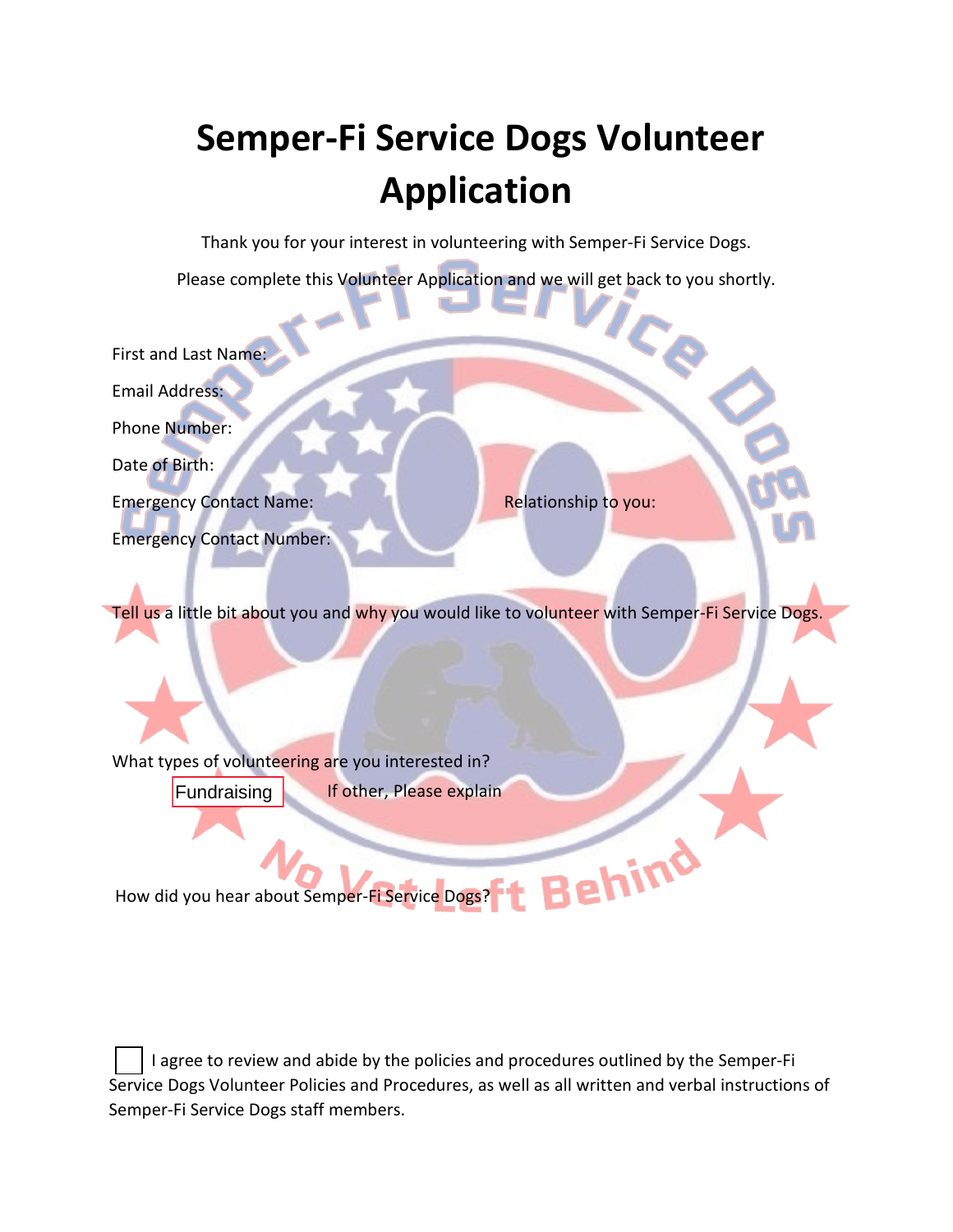# Semper-Fi Service Dogs Volunteer Application

Thank you for your interest in volunteering with Semper-Fi Service Dogs.

Please complete this Volunteer Application and we will get back to you shortly.

First and Last Name:

Email Address:

Phone Number:

Date of Birth:

Emergency Contact Name: Relationship to you:

Emergency Contact Number:

Tell us a little bit about you and why you would like to volunteer with Semper-Fi Service Dogs.

What types of volunteering are you interested in?

Fundraising If other, Please explain

How did you hear about Semper-Fi Service Dogs?

☐ I agree to review and abide by the policies and procedures outlined by the Semper-Fi Service Dogs Volunteer Policies and Procedures, as well as all written and verbal instructions of Semper-Fi Service Dogs staff members.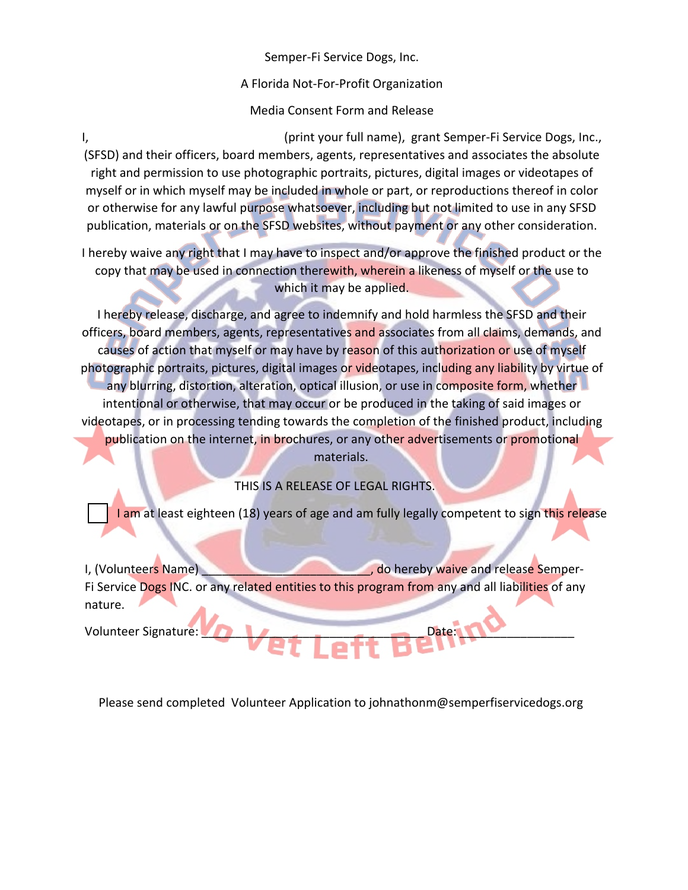Semper-Fi Service Dogs, Inc.

A Florida Not-For-Profit Organization

Media Consent Form and Release

I, (print your full name), grant Semper-Fi Service Dogs, Inc., (SFSD) and their officers, board members, agents, representatives and associates the absolute right and permission to use photographic portraits, pictures, digital images or videotapes of myself or in which myself may be included in whole or part, or reproductions thereof in color or otherwise for any lawful purpose whatsoever, including but not limited to use in any SFSD publication, materials or on the SFSD websites, without payment or any other consideration.

I hereby waive any right that I may have to inspect and/or approve the finished product or the copy that may be used in connection therewith, wherein a likeness of myself or the use to which it may be applied.

I hereby release, discharge, and agree to indemnify and hold harmless the SFSD and their officers, board members, agents, representatives and associates from all claims, demands, and causes of action that myself or may have by reason of this authorization or use of myself photographic portraits, pictures, digital images or videotapes, including any liability by virtue of any blurring, distortion, alteration, optical illusion, or use in composite form, whether intentional or otherwise, that may occur or be produced in the taking of said images or videotapes, or in processing tending towards the completion of the finished product, including publication on the internet, in brochures, or any other advertisements or promotional materials.

THIS IS A RELEASE OF LEGAL RIGHTS.

☐ I am at least eighteen (18) years of age and am fully legally competent to sign this release

I, (Volunteers Name) ________________________, do hereby waive and release Semper-Fi Service Dogs INC. or any related entities to this program from any and all liabilities of any nature.

Volunteer Signature: ______________________________ Date: _________________

Please send completed Volunteer Application to johnathonm@semperfiservicedogs.org